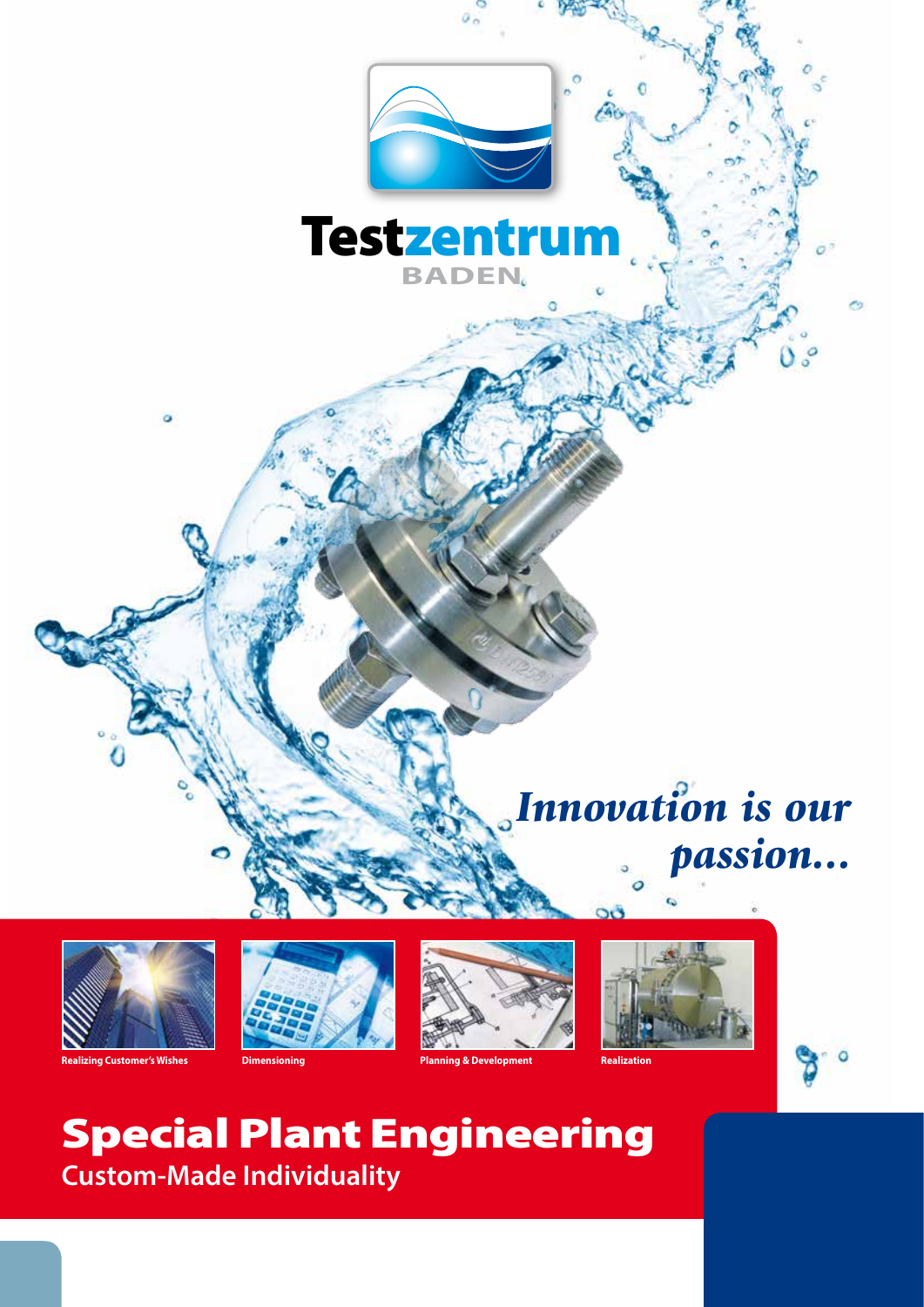# Testzentrum BADEN

*Innovation is our passion...*

Realizing Customer's Wishes

Dimensioning

Planning & Development

Realization

# Special Plant Engineering

## Custom-Made Individuality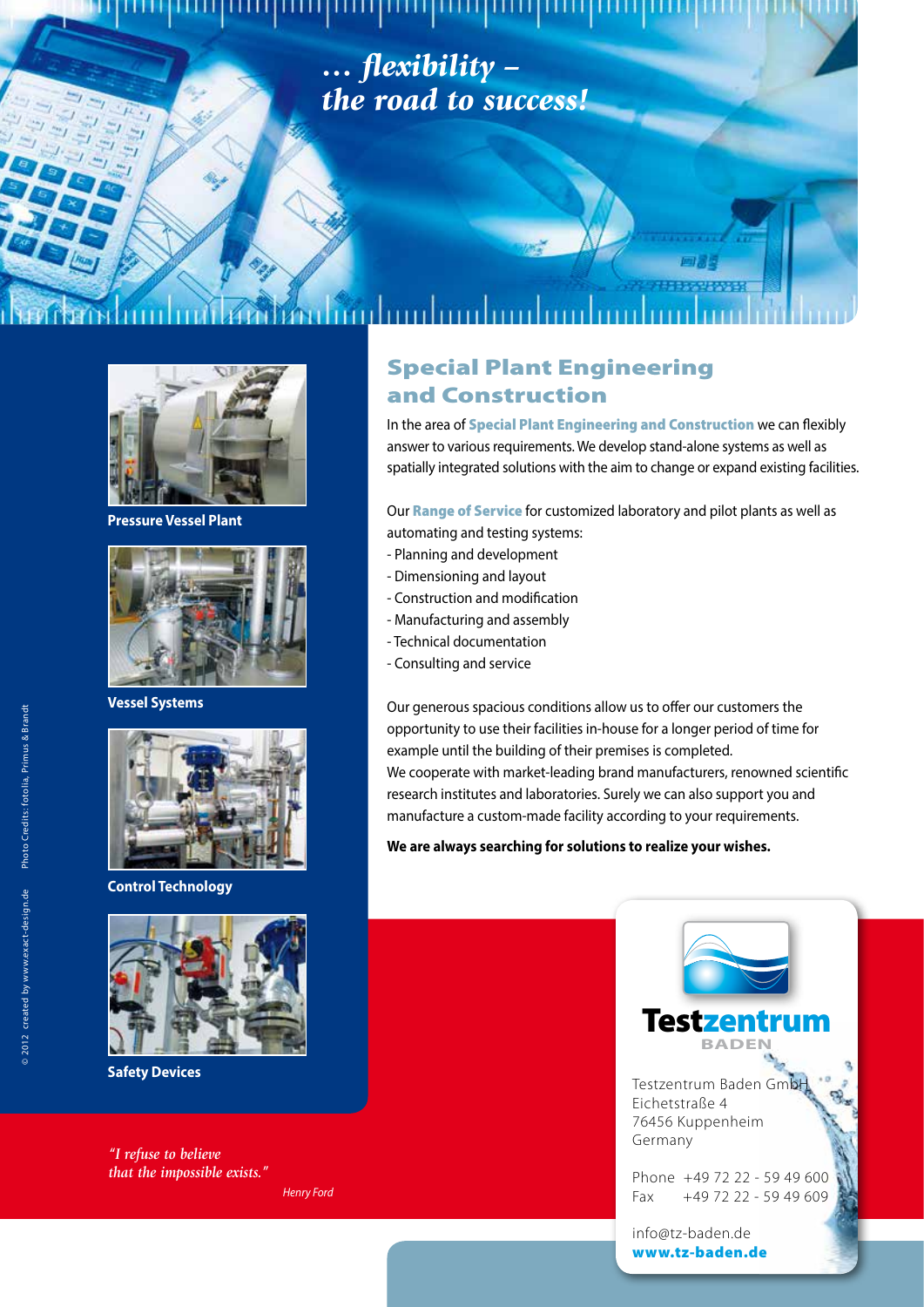*… flexibility –*
*the road to success!*

Pressure Vessel Plant

Vessel Systems

Control Technology

Safety Devices

## Special Plant Engineering and Construction

In the area of **Special Plant Engineering and Construction** we can flexibly answer to various requirements. We develop stand-alone systems as well as spatially integrated solutions with the aim to change or expand existing facilities.

Our **Range of Service** for customized laboratory and pilot plants as well as automating and testing systems:

- Planning and development
- Dimensioning and layout
- Construction and modification
- Manufacturing and assembly
- Technical documentation
- Consulting and service

Our generous spacious conditions allow us to offer our customers the opportunity to use their facilities in-house for a longer period of time for example until the building of their premises is completed.
We cooperate with market-leading brand manufacturers, renowned scientific research institutes and laboratories. Surely we can also support you and manufacture a custom-made facility according to your requirements.

**We are always searching for solutions to realize your wishes.**

*"I refuse to believe that the impossible exists."*
*Henry Ford*

**Testzentrum** BADEN

Testzentrum Baden GmbH
Eichetstraße 4
76456 Kuppenheim
Germany

Phone +49 72 22 - 59 49 600
Fax +49 72 22 - 59 49 609

info@tz-baden.de
**www.tz-baden.de**

© 2012 created by www.exact-design.de Photo Credits: fotolia, Primus & Brandt